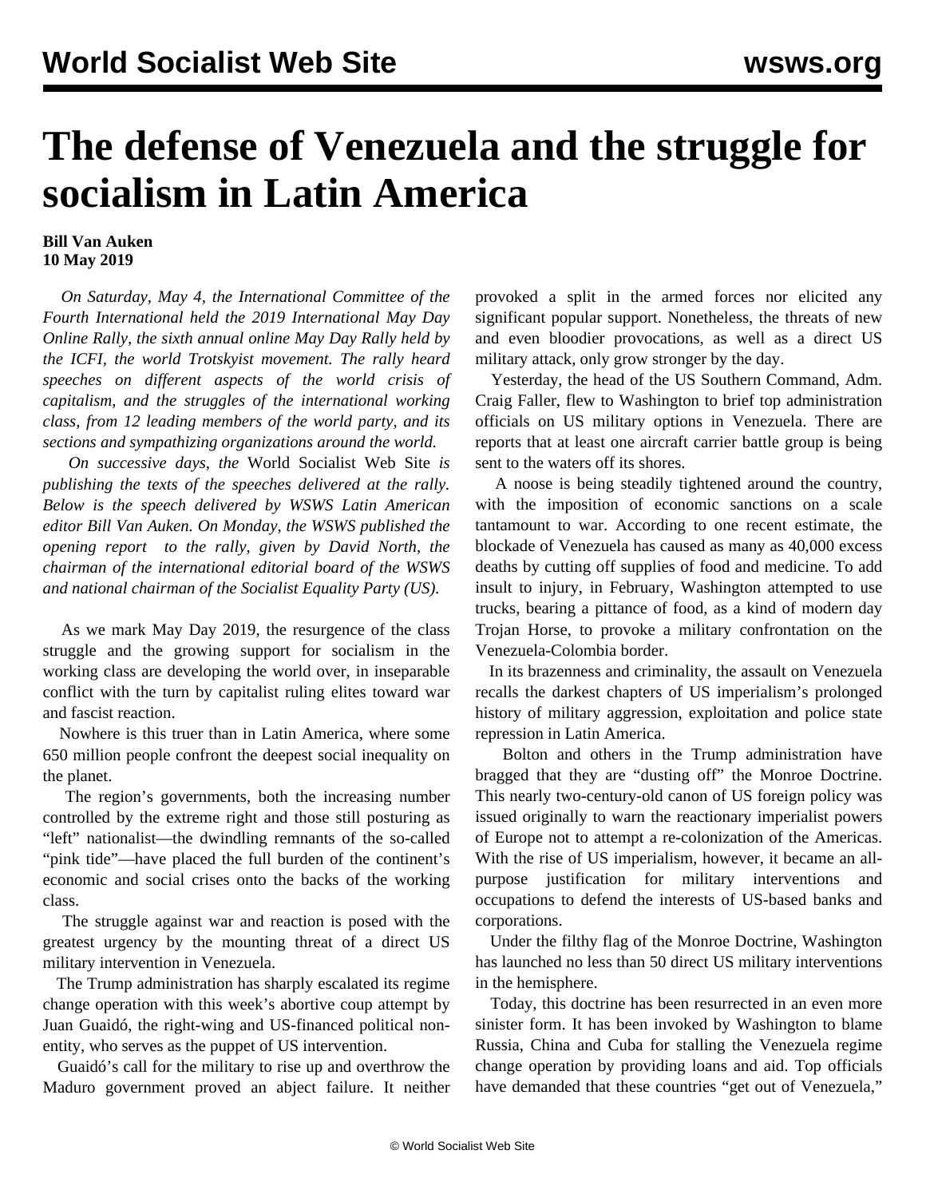# The defense of Venezuela and the struggle for socialism in Latin America

**Bill Van Auken**
**10 May 2019**

*On Saturday, May 4, the International Committee of the Fourth International held the 2019 International May Day Online Rally, the sixth annual online May Day Rally held by the ICFI, the world Trotskyist movement. The rally heard speeches on different aspects of the world crisis of capitalism, and the struggles of the international working class, from 12 leading members of the world party, and its sections and sympathizing organizations around the world.*

*On successive days, the* World Socialist Web Site *is publishing the texts of the speeches delivered at the rally. Below is the speech delivered by WSWS Latin American editor Bill Van Auken. On Monday, the WSWS published the opening report to the rally, given by David North, the chairman of the international editorial board of the WSWS and national chairman of the Socialist Equality Party (US).*

As we mark May Day 2019, the resurgence of the class struggle and the growing support for socialism in the working class are developing the world over, in inseparable conflict with the turn by capitalist ruling elites toward war and fascist reaction.

Nowhere is this truer than in Latin America, where some 650 million people confront the deepest social inequality on the planet.

The region's governments, both the increasing number controlled by the extreme right and those still posturing as "left" nationalist—the dwindling remnants of the so-called "pink tide"—have placed the full burden of the continent's economic and social crises onto the backs of the working class.

The struggle against war and reaction is posed with the greatest urgency by the mounting threat of a direct US military intervention in Venezuela.

The Trump administration has sharply escalated its regime change operation with this week's abortive coup attempt by Juan Guaidó, the right-wing and US-financed political non-entity, who serves as the puppet of US intervention.

Guaidó's call for the military to rise up and overthrow the Maduro government proved an abject failure. It neither provoked a split in the armed forces nor elicited any significant popular support. Nonetheless, the threats of new and even bloodier provocations, as well as a direct US military attack, only grow stronger by the day.

Yesterday, the head of the US Southern Command, Adm. Craig Faller, flew to Washington to brief top administration officials on US military options in Venezuela. There are reports that at least one aircraft carrier battle group is being sent to the waters off its shores.

A noose is being steadily tightened around the country, with the imposition of economic sanctions on a scale tantamount to war. According to one recent estimate, the blockade of Venezuela has caused as many as 40,000 excess deaths by cutting off supplies of food and medicine. To add insult to injury, in February, Washington attempted to use trucks, bearing a pittance of food, as a kind of modern day Trojan Horse, to provoke a military confrontation on the Venezuela-Colombia border.

In its brazenness and criminality, the assault on Venezuela recalls the darkest chapters of US imperialism's prolonged history of military aggression, exploitation and police state repression in Latin America.

Bolton and others in the Trump administration have bragged that they are "dusting off" the Monroe Doctrine. This nearly two-century-old canon of US foreign policy was issued originally to warn the reactionary imperialist powers of Europe not to attempt a re-colonization of the Americas. With the rise of US imperialism, however, it became an all-purpose justification for military interventions and occupations to defend the interests of US-based banks and corporations.

Under the filthy flag of the Monroe Doctrine, Washington has launched no less than 50 direct US military interventions in the hemisphere.

Today, this doctrine has been resurrected in an even more sinister form. It has been invoked by Washington to blame Russia, China and Cuba for stalling the Venezuela regime change operation by providing loans and aid. Top officials have demanded that these countries "get out of Venezuela,"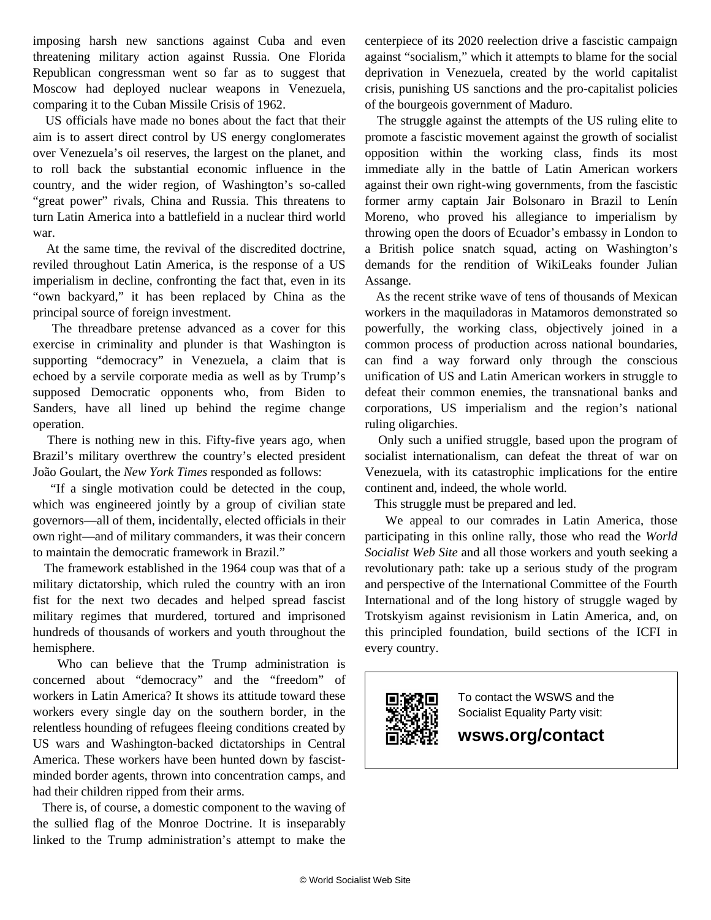imposing harsh new sanctions against Cuba and even threatening military action against Russia. One Florida Republican congressman went so far as to suggest that Moscow had deployed nuclear weapons in Venezuela, comparing it to the Cuban Missile Crisis of 1962.

US officials have made no bones about the fact that their aim is to assert direct control by US energy conglomerates over Venezuela's oil reserves, the largest on the planet, and to roll back the substantial economic influence in the country, and the wider region, of Washington's so-called "great power" rivals, China and Russia. This threatens to turn Latin America into a battlefield in a nuclear third world war.

At the same time, the revival of the discredited doctrine, reviled throughout Latin America, is the response of a US imperialism in decline, confronting the fact that, even in its "own backyard," it has been replaced by China as the principal source of foreign investment.

The threadbare pretense advanced as a cover for this exercise in criminality and plunder is that Washington is supporting "democracy" in Venezuela, a claim that is echoed by a servile corporate media as well as by Trump's supposed Democratic opponents who, from Biden to Sanders, have all lined up behind the regime change operation.

There is nothing new in this. Fifty-five years ago, when Brazil's military overthrew the country's elected president João Goulart, the *New York Times* responded as follows:

"If a single motivation could be detected in the coup, which was engineered jointly by a group of civilian state governors—all of them, incidentally, elected officials in their own right—and of military commanders, it was their concern to maintain the democratic framework in Brazil."

The framework established in the 1964 coup was that of a military dictatorship, which ruled the country with an iron fist for the next two decades and helped spread fascist military regimes that murdered, tortured and imprisoned hundreds of thousands of workers and youth throughout the hemisphere.

Who can believe that the Trump administration is concerned about "democracy" and the "freedom" of workers in Latin America? It shows its attitude toward these workers every single day on the southern border, in the relentless hounding of refugees fleeing conditions created by US wars and Washington-backed dictatorships in Central America. These workers have been hunted down by fascist-minded border agents, thrown into concentration camps, and had their children ripped from their arms.

There is, of course, a domestic component to the waving of the sullied flag of the Monroe Doctrine. It is inseparably linked to the Trump administration's attempt to make the centerpiece of its 2020 reelection drive a fascistic campaign against "socialism," which it attempts to blame for the social deprivation in Venezuela, created by the world capitalist crisis, punishing US sanctions and the pro-capitalist policies of the bourgeois government of Maduro.

The struggle against the attempts of the US ruling elite to promote a fascistic movement against the growth of socialist opposition within the working class, finds its most immediate ally in the battle of Latin American workers against their own right-wing governments, from the fascistic former army captain Jair Bolsonaro in Brazil to Lenín Moreno, who proved his allegiance to imperialism by throwing open the doors of Ecuador's embassy in London to a British police snatch squad, acting on Washington's demands for the rendition of WikiLeaks founder Julian Assange.

As the recent strike wave of tens of thousands of Mexican workers in the maquiladoras in Matamoros demonstrated so powerfully, the working class, objectively joined in a common process of production across national boundaries, can find a way forward only through the conscious unification of US and Latin American workers in struggle to defeat their common enemies, the transnational banks and corporations, US imperialism and the region's national ruling oligarchies.

Only such a unified struggle, based upon the program of socialist internationalism, can defeat the threat of war on Venezuela, with its catastrophic implications for the entire continent and, indeed, the whole world.

This struggle must be prepared and led.

We appeal to our comrades in Latin America, those participating in this online rally, those who read the *World Socialist Web Site* and all those workers and youth seeking a revolutionary path: take up a serious study of the program and perspective of the International Committee of the Fourth International and of the long history of struggle waged by Trotskyism against revisionism in Latin America, and, on this principled foundation, build sections of the ICFI in every country.

To contact the WSWS and the Socialist Equality Party visit:

**wsws.org/contact**